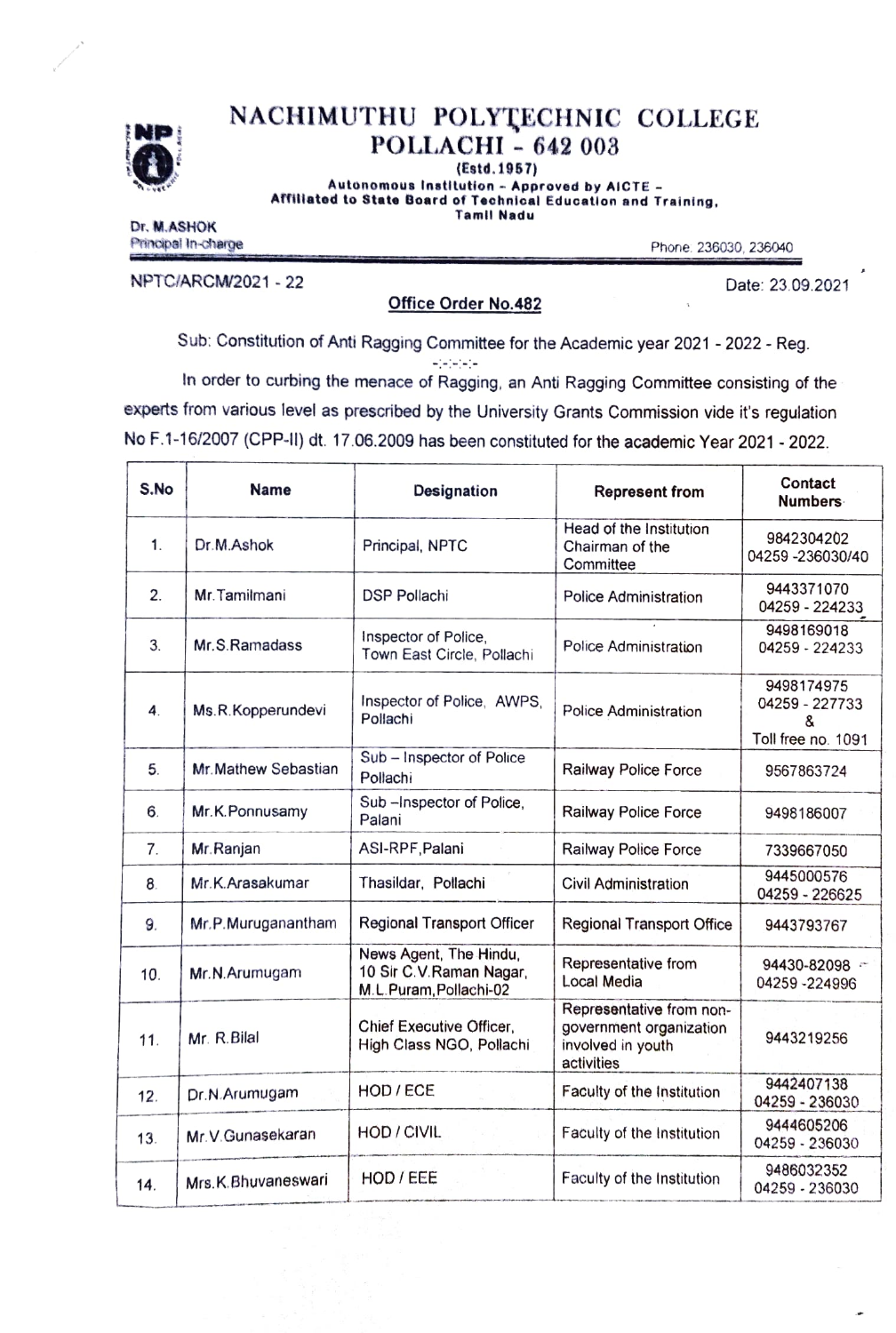# NACHIMUTHU POLYTECHNIC COLLEGE
## POLLACHI - 642 003

**(Estd.1957)**

**Autonomous Institution - Approved by AICTE - Affiliated to State Board of Technical Education and Training, Tamil Nadu**

**Dr. M.ASHOK**
Principal In-charge

Phone 236030, 236040

NPTC/ARCM/2021 - 22

Date: 23.09.2021

**Office Order No.482**

Sub: Constitution of Anti Ragging Committee for the Academic year 2021 - 2022 - Reg.

-:-:-:-:-

In order to curbing the menace of Ragging, an Anti Ragging Committee consisting of the experts from various level as prescribed by the University Grants Commission vide it's regulation No F.1-16/2007 (CPP-II) dt. 17.06.2009 has been constituted for the academic Year 2021 - 2022.

| S.No | Name | Designation | Represent from | Contact Numbers |
|---|---|---|---|---|
| 1. | Dr.M.Ashok | Principal, NPTC | Head of the Institution Chairman of the Committee | 9842304202<br>04259 -236030/40 |
| 2. | Mr.Tamilmani | DSP Pollachi | Police Administration | 9443371070<br>04259 - 224233 |
| 3. | Mr.S.Ramadass | Inspector of Police, Town East Circle, Pollachi | Police Administration | 9498169018<br>04259 - 224233 |
| 4. | Ms.R.Kopperundevi | Inspector of Police, AWPS, Pollachi | Police Administration | 9498174975<br>04259 - 227733<br>&<br>Toll free no. 1091 |
| 5. | Mr.Mathew Sebastian | Sub – Inspector of Police Pollachi | Railway Police Force | 9567863724 |
| 6. | Mr.K.Ponnusamy | Sub –Inspector of Police, Palani | Railway Police Force | 9498186007 |
| 7. | Mr.Ranjan | ASI-RPF,Palani | Railway Police Force | 7339667050 |
| 8. | Mr.K.Arasakumar | Thasildar, Pollachi | Civil Administration | 9445000576<br>04259 - 226625 |
| 9. | Mr.P.Muruganantham | Regional Transport Officer | Regional Transport Office | 9443793767 |
| 10. | Mr.N.Arumugam | News Agent, The Hindu, 10 Sir C.V.Raman Nagar, M.L.Puram,Pollachi-02 | Representative from Local Media | 94430-82098<br>04259 -224996 |
| 11. | Mr. R.Bilal | Chief Executive Officer, High Class NGO, Pollachi | Representative from non-government organization involved in youth activities | 9443219256 |
| 12. | Dr.N.Arumugam | HOD / ECE | Faculty of the Institution | 9442407138<br>04259 - 236030 |
| 13. | Mr.V.Gunasekaran | HOD / CIVIL | Faculty of the Institution | 9444605206<br>04259 - 236030 |
| 14. | Mrs.K.Bhuvaneswari | HOD / EEE | Faculty of the Institution | 9486032352<br>04259 - 236030 |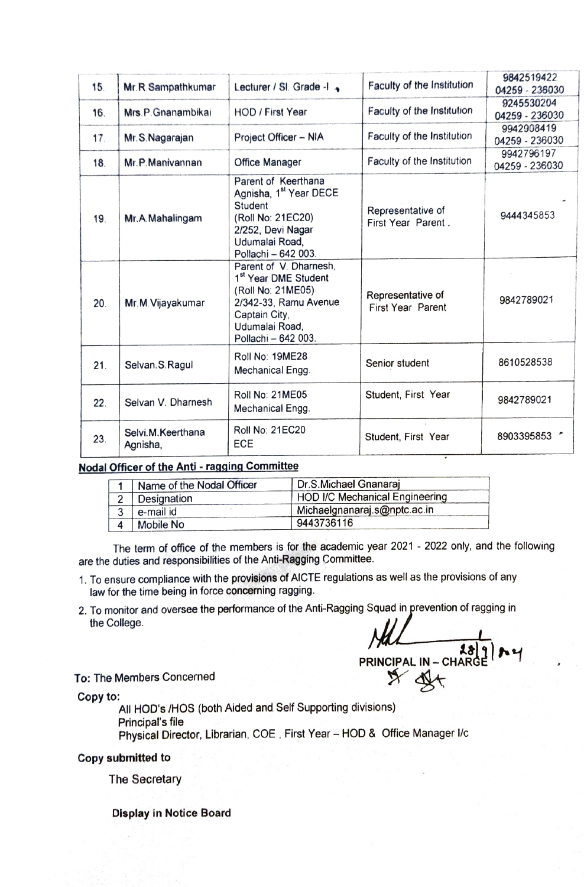| | | | | |
|---|---|---|---|---|
| 15. | Mr.R.Sampathkumar | Lecturer / Sl. Grade -I | Faculty of the Institution | 9842519422<br>04259 - 236030 |
| 16. | Mrs.P.Gnanambikai | HOD / First Year | Faculty of the Institution | 9245530204<br>04259 - 236030 |
| 17. | Mr.S.Nagarajan | Project Officer – NIA | Faculty of the Institution | 9942908419<br>04259 - 236030 |
| 18. | Mr.P.Manivannan | Office Manager | Faculty of the Institution | 9942796197<br>04259 - 236030 |
| 19. | Mr.A.Mahalingam | Parent of Keerthana Agnisha, 1st Year DECE Student (Roll No: 21EC20) 2/252, Devi Nagar Udumalai Road, Pollachi – 642 003. | Representative of First Year Parent. | 9444345853 |
| 20. | Mr.M.Vijayakumar | Parent of V. Dharnesh, 1st Year DME Student (Roll No: 21ME05) 2/342-33, Ramu Avenue Captain City, Udumalai Road, Pollachi – 642 003. | Representative of First Year Parent | 9842789021 |
| 21. | Selvan.S.Ragul | Roll No: 19ME28 Mechanical Engg. | Senior student | 8610528538 |
| 22. | Selvan V. Dharnesh | Roll No: 21ME05 Mechanical Engg. | Student, First Year | 9842789021 |
| 23. | Selvi.M.Keerthana Agnisha, | Roll No: 21EC20 ECE | Student, First Year | 8903395853 |

**Nodal Officer of the Anti - ragging Committee**

| | | |
|---|---|---|
| 1 | Name of the Nodal Officer | Dr.S.Michael Gnanaraj |
| 2 | Designation | HOD I/C Mechanical Engineering |
| 3 | e-mail id | Michaelgnanaraj.s@nptc.ac.in |
| 4 | Mobile No | 9443736116 |

The term of office of the members is for the academic year 2021 - 2022 only, and the following are the duties and responsibilities of the Anti-Ragging Committee.

1. To ensure compliance with the provisions of AICTE regulations as well as the provisions of any law for the time being in force concerning ragging.
2. To monitor and oversee the performance of the Anti-Ragging Squad in prevention of ragging in the College.

28/9/21

**PRINCIPAL IN – CHARGE**

To: The Members Concerned

Copy to:

All HOD's /HOS (both Aided and Self Supporting divisions)
Principal's file
Physical Director, Librarian, COE , First Year – HOD & Office Manager I/c

**Copy submitted to**

The Secretary

**Display in Notice Board**